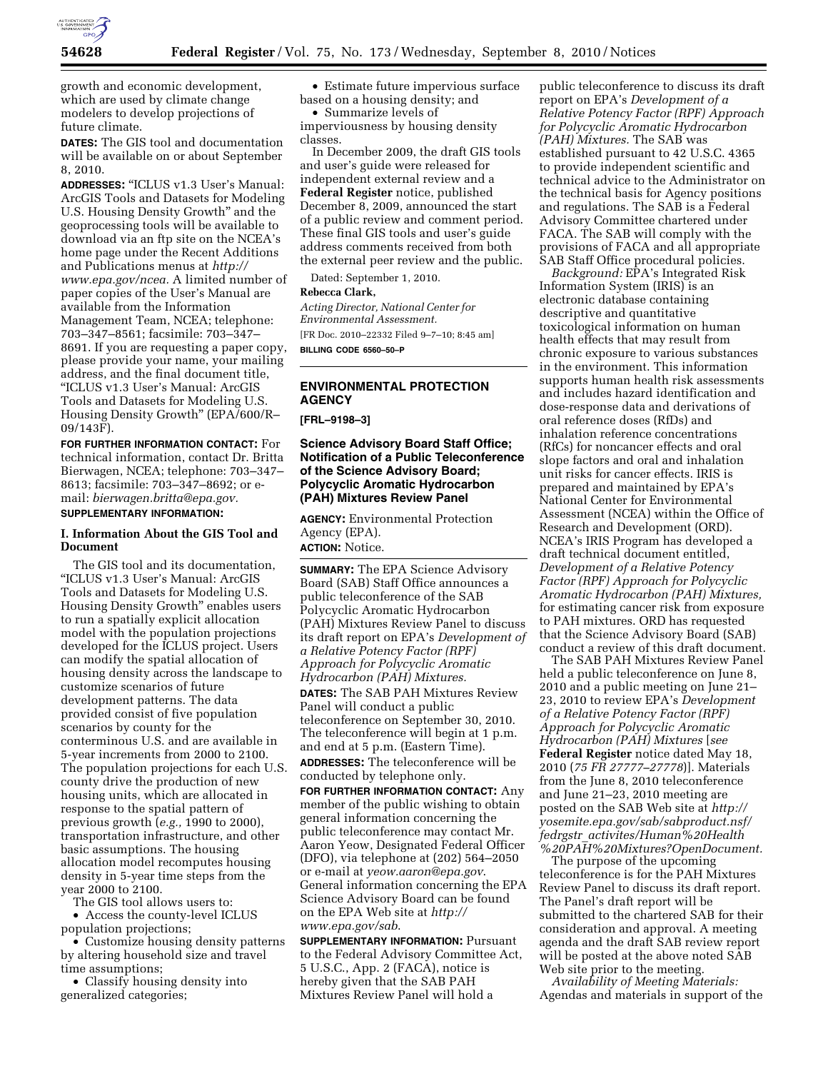growth and economic development, which are used by climate change modelers to develop projections of future climate.

**DATES:** The GIS tool and documentation will be available on or about September 8, 2010.

**ADDRESSES:** "ICLUS v1.3 User's Manual: ArcGIS Tools and Datasets for Modeling U.S. Housing Density Growth" and the geoprocessing tools will be available to download via an ftp site on the NCEA's home page under the Recent Additions and Publications menus at *http://www.epa.gov/ncea.* A limited number of paper copies of the User's Manual are available from the Information Management Team, NCEA; telephone: 703–347–8561; facsimile: 703–347–8691. If you are requesting a paper copy, please provide your name, your mailing address, and the final document title, "ICLUS v1.3 User's Manual: ArcGIS Tools and Datasets for Modeling U.S. Housing Density Growth" (EPA/600/R–09/143F).

**FOR FURTHER INFORMATION CONTACT:** For technical information, contact Dr. Britta Bierwagen, NCEA; telephone: 703–347–8613; facsimile: 703–347–8692; or e-mail: *bierwagen.britta@epa.gov.*

**SUPPLEMENTARY INFORMATION:**

## I. Information About the GIS Tool and Document

The GIS tool and its documentation, "ICLUS v1.3 User's Manual: ArcGIS Tools and Datasets for Modeling U.S. Housing Density Growth" enables users to run a spatially explicit allocation model with the population projections developed for the ICLUS project. Users can modify the spatial allocation of housing density across the landscape to customize scenarios of future development patterns. The data provided consist of five population scenarios by county for the conterminous U.S. and are available in 5-year increments from 2000 to 2100. The population projections for each U.S. county drive the production of new housing units, which are allocated in response to the spatial pattern of previous growth (*e.g.,* 1990 to 2000), transportation infrastructure, and other basic assumptions. The housing allocation model recomputes housing density in 5-year time steps from the year 2000 to 2100.

The GIS tool allows users to:

- Access the county-level ICLUS population projections;
- Customize housing density patterns by altering household size and travel time assumptions;
- Classify housing density into generalized categories;
- Estimate future impervious surface based on a housing density; and
- Summarize levels of imperviousness by housing density classes.

In December 2009, the draft GIS tools and user's guide were released for independent external review and a **Federal Register** notice, published December 8, 2009, announced the start of a public review and comment period. These final GIS tools and user's guide address comments received from both the external peer review and the public.

Dated: September 1, 2010.

**Rebecca Clark,**

*Acting Director, National Center for Environmental Assessment.*

[FR Doc. 2010–22332 Filed 9–7–10; 8:45 am]

**BILLING CODE 6560–50–P**

---

## ENVIRONMENTAL PROTECTION AGENCY

**[FRL–9198–3]**

### Science Advisory Board Staff Office; Notification of a Public Teleconference of the Science Advisory Board; Polycyclic Aromatic Hydrocarbon (PAH) Mixtures Review Panel

**AGENCY:** Environmental Protection Agency (EPA).

**ACTION:** Notice.

**SUMMARY:** The EPA Science Advisory Board (SAB) Staff Office announces a public teleconference of the SAB Polycyclic Aromatic Hydrocarbon (PAH) Mixtures Review Panel to discuss its draft report on EPA's *Development of a Relative Potency Factor (RPF) Approach for Polycyclic Aromatic Hydrocarbon (PAH) Mixtures.*

**DATES:** The SAB PAH Mixtures Review Panel will conduct a public teleconference on September 30, 2010. The teleconference will begin at 1 p.m. and end at 5 p.m. (Eastern Time).

**ADDRESSES:** The teleconference will be conducted by telephone only.

**FOR FURTHER INFORMATION CONTACT:** Any member of the public wishing to obtain general information concerning the public teleconference may contact Mr. Aaron Yeow, Designated Federal Officer (DFO), via telephone at (202) 564–2050 or e-mail at *yeow.aaron@epa.gov*. General information concerning the EPA Science Advisory Board can be found on the EPA Web site at *http://www.epa.gov/sab*.

**SUPPLEMENTARY INFORMATION:** Pursuant to the Federal Advisory Committee Act, 5 U.S.C., App. 2 (FACA), notice is hereby given that the SAB PAH Mixtures Review Panel will hold a public teleconference to discuss its draft report on EPA's *Development of a Relative Potency Factor (RPF) Approach for Polycyclic Aromatic Hydrocarbon (PAH) Mixtures.* The SAB was established pursuant to 42 U.S.C. 4365 to provide independent scientific and technical advice to the Administrator on the technical basis for Agency positions and regulations. The SAB is a Federal Advisory Committee chartered under FACA. The SAB will comply with the provisions of FACA and all appropriate SAB Staff Office procedural policies.

*Background:* EPA's Integrated Risk Information System (IRIS) is an electronic database containing descriptive and quantitative toxicological information on human health effects that may result from chronic exposure to various substances in the environment. This information supports human health risk assessments and includes hazard identification and dose-response data and derivations of oral reference doses (RfDs) and inhalation reference concentrations (RfCs) for noncancer effects and oral slope factors and oral and inhalation unit risks for cancer effects. IRIS is prepared and maintained by EPA's National Center for Environmental Assessment (NCEA) within the Office of Research and Development (ORD). NCEA's IRIS Program has developed a draft technical document entitled, *Development of a Relative Potency Factor (RPF) Approach for Polycyclic Aromatic Hydrocarbon (PAH) Mixtures,* for estimating cancer risk from exposure to PAH mixtures. ORD has requested that the Science Advisory Board (SAB) conduct a review of this draft document.

The SAB PAH Mixtures Review Panel held a public teleconference on June 8, 2010 and a public meeting on June 21–23, 2010 to review EPA's *Development of a Relative Potency Factor (RPF) Approach for Polycyclic Aromatic Hydrocarbon (PAH) Mixtures* [*see* **Federal Register** notice dated May 18, 2010 (*75 FR 27777–27778*)]. Materials from the June 8, 2010 teleconference and June 21–23, 2010 meeting are posted on the SAB Web site at *http://yosemite.epa.gov/sab/sabproduct.nsf/fedrgstr_activites/Human%20Health%20PAH%20Mixtures?OpenDocument.*

The purpose of the upcoming teleconference is for the PAH Mixtures Review Panel to discuss its draft report. The Panel's draft report will be submitted to the chartered SAB for their consideration and approval. A meeting agenda and the draft SAB review report will be posted at the above noted SAB Web site prior to the meeting.

*Availability of Meeting Materials:* Agendas and materials in support of the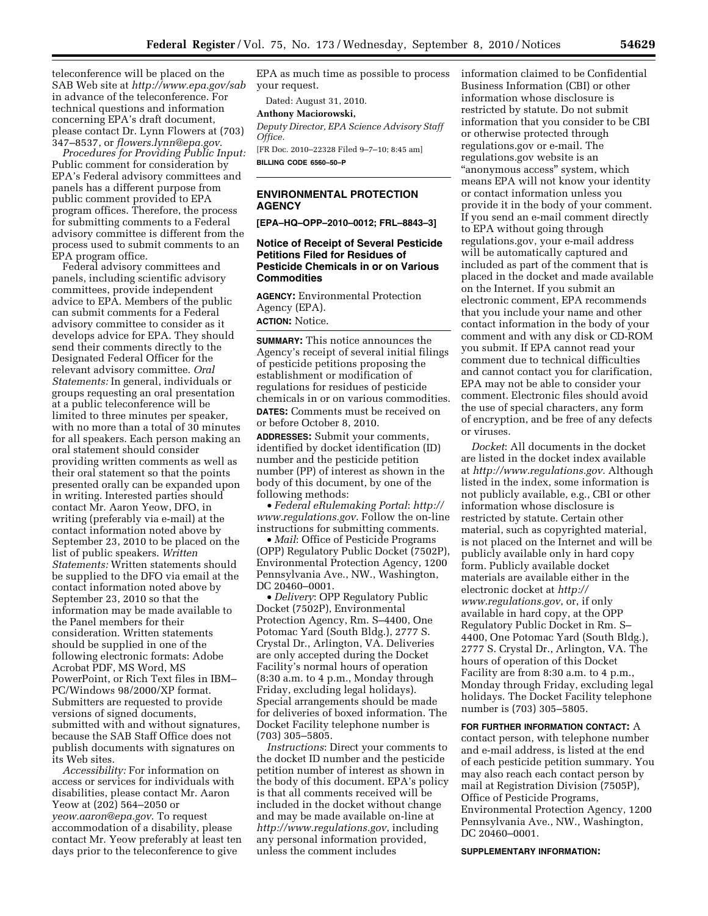teleconference will be placed on the SAB Web site at *http://www.epa.gov/sab* in advance of the teleconference. For technical questions and information concerning EPA's draft document, please contact Dr. Lynn Flowers at (703) 347–8537, or *flowers.lynn@epa.gov*.

*Procedures for Providing Public Input:* Public comment for consideration by EPA's Federal advisory committees and panels has a different purpose from public comment provided to EPA program offices. Therefore, the process for submitting comments to a Federal advisory committee is different from the process used to submit comments to an EPA program office.

Federal advisory committees and panels, including scientific advisory committees, provide independent advice to EPA. Members of the public can submit comments for a Federal advisory committee to consider as it develops advice for EPA. They should send their comments directly to the Designated Federal Officer for the relevant advisory committee. *Oral Statements:* In general, individuals or groups requesting an oral presentation at a public teleconference will be limited to three minutes per speaker, with no more than a total of 30 minutes for all speakers. Each person making an oral statement should consider providing written comments as well as their oral statement so that the points presented orally can be expanded upon in writing. Interested parties should contact Mr. Aaron Yeow, DFO, in writing (preferably via e-mail) at the contact information noted above by September 23, 2010 to be placed on the list of public speakers. *Written Statements:* Written statements should be supplied to the DFO via email at the contact information noted above by September 23, 2010 so that the information may be made available to the Panel members for their consideration. Written statements should be supplied in one of the following electronic formats: Adobe Acrobat PDF, MS Word, MS PowerPoint, or Rich Text files in IBM–PC/Windows 98/2000/XP format. Submitters are requested to provide versions of signed documents, submitted with and without signatures, because the SAB Staff Office does not publish documents with signatures on its Web sites.

*Accessibility:* For information on access or services for individuals with disabilities, please contact Mr. Aaron Yeow at (202) 564–2050 or *yeow.aaron@epa.gov*. To request accommodation of a disability, please contact Mr. Yeow preferably at least ten days prior to the teleconference to give EPA as much time as possible to process your request.

Dated: August 31, 2010.

**Anthony Maciorowski,**

*Deputy Director, EPA Science Advisory Staff Office.*

[FR Doc. 2010–22328 Filed 9–7–10; 8:45 am]

**BILLING CODE 6560–50–P**

## ENVIRONMENTAL PROTECTION AGENCY

**[EPA–HQ–OPP–2010–0012; FRL–8843–3]**

### Notice of Receipt of Several Pesticide Petitions Filed for Residues of Pesticide Chemicals in or on Various Commodities

**AGENCY:** Environmental Protection Agency (EPA).

**ACTION:** Notice.

**SUMMARY:** This notice announces the Agency's receipt of several initial filings of pesticide petitions proposing the establishment or modification of regulations for residues of pesticide chemicals in or on various commodities.

**DATES:** Comments must be received on or before October 8, 2010.

**ADDRESSES:** Submit your comments, identified by docket identification (ID) number and the pesticide petition number (PP) of interest as shown in the body of this document, by one of the following methods:

- *Federal eRulemaking Portal*: *http://www.regulations.gov*. Follow the on-line instructions for submitting comments.
- *Mail*: Office of Pesticide Programs (OPP) Regulatory Public Docket (7502P), Environmental Protection Agency, 1200 Pennsylvania Ave., NW., Washington, DC 20460–0001.
- *Delivery*: OPP Regulatory Public Docket (7502P), Environmental Protection Agency, Rm. S–4400, One Potomac Yard (South Bldg.), 2777 S. Crystal Dr., Arlington, VA. Deliveries are only accepted during the Docket Facility's normal hours of operation (8:30 a.m. to 4 p.m., Monday through Friday, excluding legal holidays). Special arrangements should be made for deliveries of boxed information. The Docket Facility telephone number is (703) 305–5805.

*Instructions*: Direct your comments to the docket ID number and the pesticide petition number of interest as shown in the body of this document. EPA's policy is that all comments received will be included in the docket without change and may be made available on-line at *http://www.regulations.gov*, including any personal information provided, unless the comment includes information claimed to be Confidential Business Information (CBI) or other information whose disclosure is restricted by statute. Do not submit information that you consider to be CBI or otherwise protected through regulations.gov or e-mail. The regulations.gov website is an "anonymous access" system, which means EPA will not know your identity or contact information unless you provide it in the body of your comment. If you send an e-mail comment directly to EPA without going through regulations.gov, your e-mail address will be automatically captured and included as part of the comment that is placed in the docket and made available on the Internet. If you submit an electronic comment, EPA recommends that you include your name and other contact information in the body of your comment and with any disk or CD-ROM you submit. If EPA cannot read your comment due to technical difficulties and cannot contact you for clarification, EPA may not be able to consider your comment. Electronic files should avoid the use of special characters, any form of encryption, and be free of any defects or viruses.

*Docket*: All documents in the docket are listed in the docket index available at *http://www.regulations.gov*. Although listed in the index, some information is not publicly available, e.g., CBI or other information whose disclosure is restricted by statute. Certain other material, such as copyrighted material, is not placed on the Internet and will be publicly available only in hard copy form. Publicly available docket materials are available either in the electronic docket at *http://www.regulations.gov*, or, if only available in hard copy, at the OPP Regulatory Public Docket in Rm. S–4400, One Potomac Yard (South Bldg.), 2777 S. Crystal Dr., Arlington, VA. The hours of operation of this Docket Facility are from 8:30 a.m. to 4 p.m., Monday through Friday, excluding legal holidays. The Docket Facility telephone number is (703) 305–5805.

**FOR FURTHER INFORMATION CONTACT:** A contact person, with telephone number and e-mail address, is listed at the end of each pesticide petition summary. You may also reach each contact person by mail at Registration Division (7505P), Office of Pesticide Programs, Environmental Protection Agency, 1200 Pennsylvania Ave., NW., Washington, DC 20460–0001.

**SUPPLEMENTARY INFORMATION:**